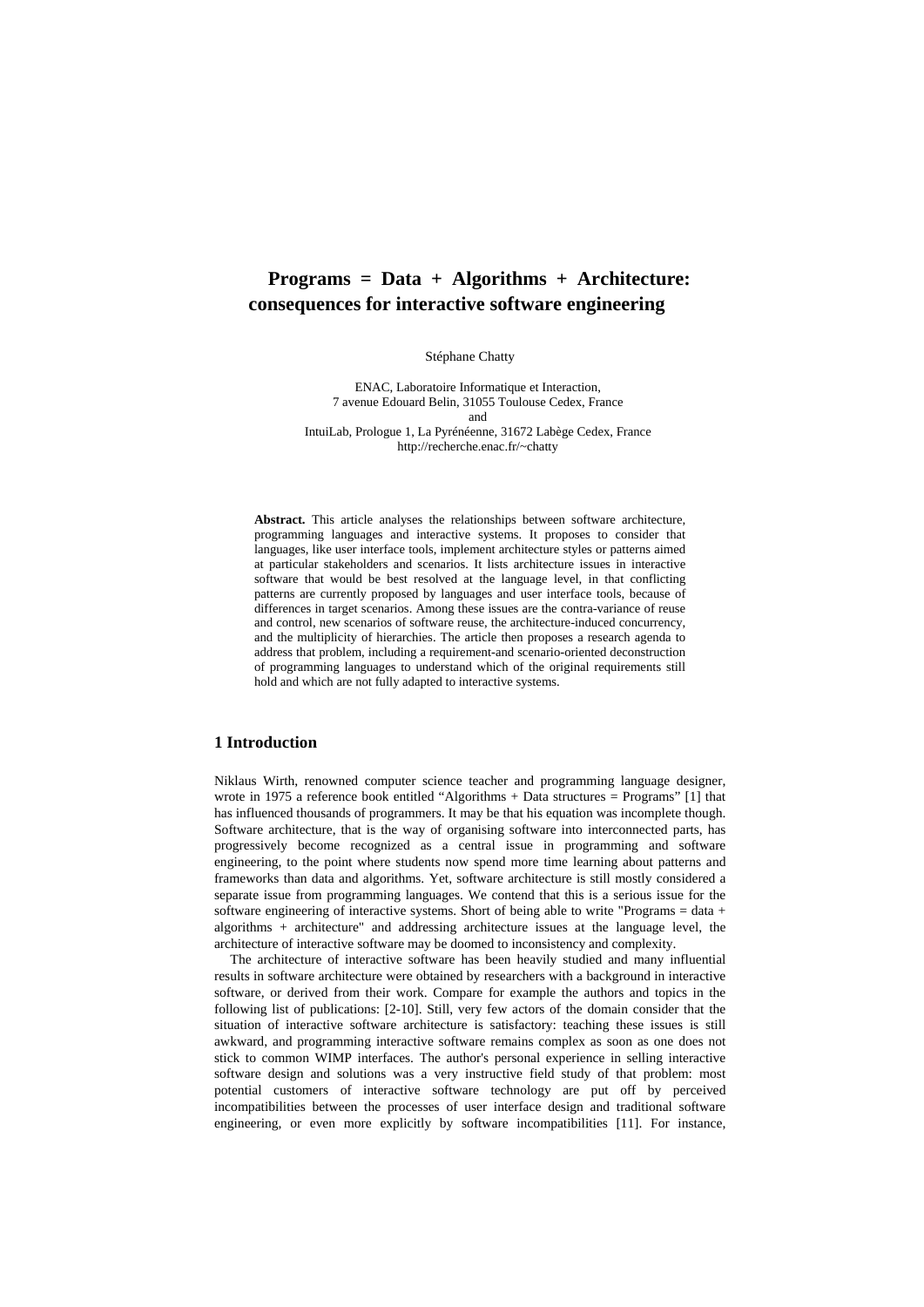# Programs = Data + Algorithms + Architecture: consequences for interactive software engineering

Stéphane Chatty

ENAC, Laboratoire Informatique et Interaction,
7 avenue Edouard Belin, 31055 Toulouse Cedex, France
and
IntuiLab, Prologue 1, La Pyrénéenne, 31672 Labège Cedex, France
http://recherche.enac.fr/~chatty

**Abstract.** This article analyses the relationships between software architecture, programming languages and interactive systems. It proposes to consider that languages, like user interface tools, implement architecture styles or patterns aimed at particular stakeholders and scenarios. It lists architecture issues in interactive software that would be best resolved at the language level, in that conflicting patterns are currently proposed by languages and user interface tools, because of differences in target scenarios. Among these issues are the contra-variance of reuse and control, new scenarios of software reuse, the architecture-induced concurrency, and the multiplicity of hierarchies. The article then proposes a research agenda to address that problem, including a requirement-and scenario-oriented deconstruction of programming languages to understand which of the original requirements still hold and which are not fully adapted to interactive systems.

## 1 Introduction

Niklaus Wirth, renowned computer science teacher and programming language designer, wrote in 1975 a reference book entitled "Algorithms + Data structures = Programs" [1] that has influenced thousands of programmers. It may be that his equation was incomplete though. Software architecture, that is the way of organising software into interconnected parts, has progressively become recognized as a central issue in programming and software engineering, to the point where students now spend more time learning about patterns and frameworks than data and algorithms. Yet, software architecture is still mostly considered a separate issue from programming languages. We contend that this is a serious issue for the software engineering of interactive systems. Short of being able to write "Programs = data + algorithms + architecture" and addressing architecture issues at the language level, the architecture of interactive software may be doomed to inconsistency and complexity.

The architecture of interactive software has been heavily studied and many influential results in software architecture were obtained by researchers with a background in interactive software, or derived from their work. Compare for example the authors and topics in the following list of publications: [2-10]. Still, very few actors of the domain consider that the situation of interactive software architecture is satisfactory: teaching these issues is still awkward, and programming interactive software remains complex as soon as one does not stick to common WIMP interfaces. The author's personal experience in selling interactive software design and solutions was a very instructive field study of that problem: most potential customers of interactive software technology are put off by perceived incompatibilities between the processes of user interface design and traditional software engineering, or even more explicitly by software incompatibilities [11]. For instance,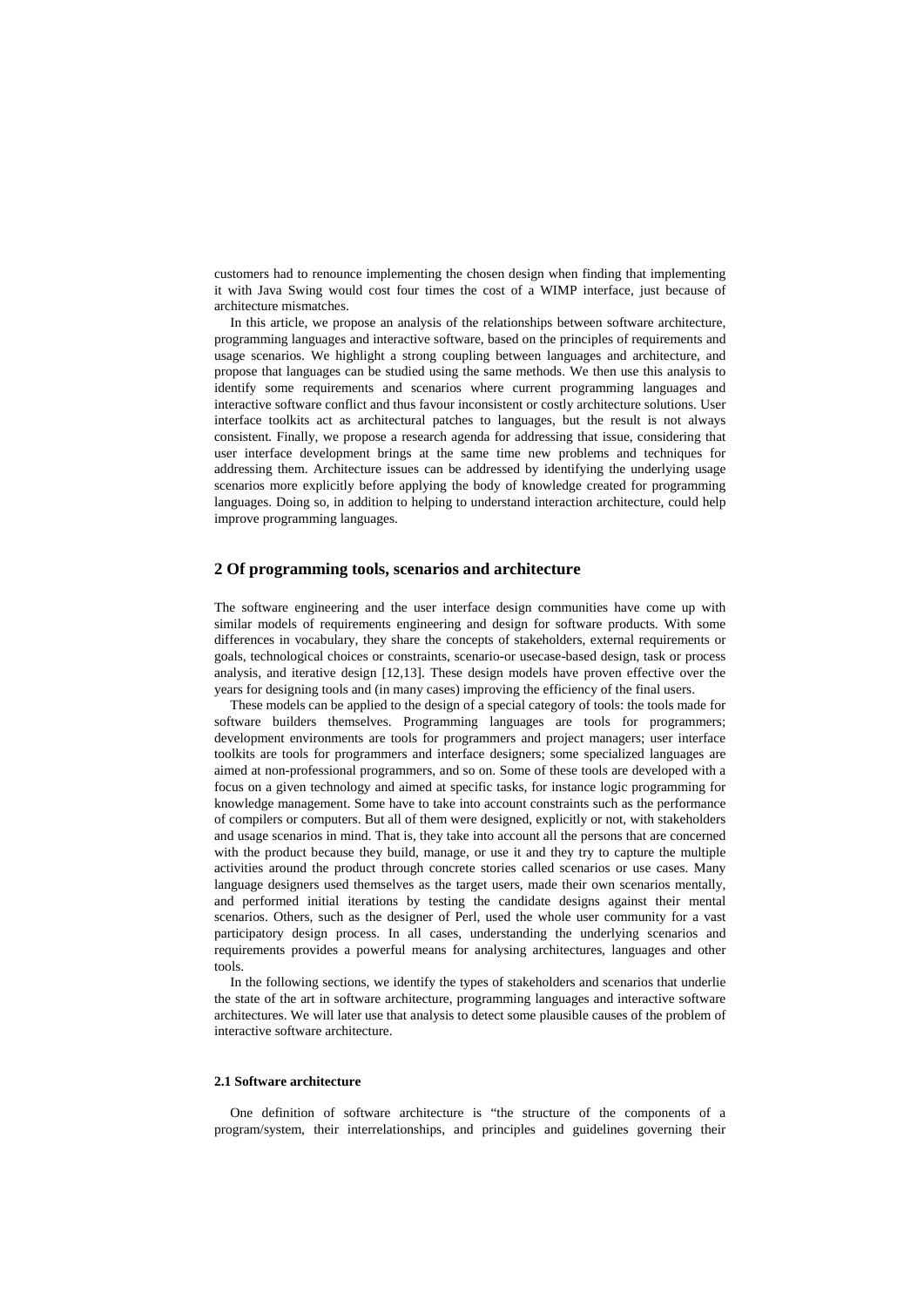customers had to renounce implementing the chosen design when finding that implementing it with Java Swing would cost four times the cost of a WIMP interface, just because of architecture mismatches.

In this article, we propose an analysis of the relationships between software architecture, programming languages and interactive software, based on the principles of requirements and usage scenarios. We highlight a strong coupling between languages and architecture, and propose that languages can be studied using the same methods. We then use this analysis to identify some requirements and scenarios where current programming languages and interactive software conflict and thus favour inconsistent or costly architecture solutions. User interface toolkits act as architectural patches to languages, but the result is not always consistent. Finally, we propose a research agenda for addressing that issue, considering that user interface development brings at the same time new problems and techniques for addressing them. Architecture issues can be addressed by identifying the underlying usage scenarios more explicitly before applying the body of knowledge created for programming languages. Doing so, in addition to helping to understand interaction architecture, could help improve programming languages.

## 2 Of programming tools, scenarios and architecture

The software engineering and the user interface design communities have come up with similar models of requirements engineering and design for software products. With some differences in vocabulary, they share the concepts of stakeholders, external requirements or goals, technological choices or constraints, scenario-or usecase-based design, task or process analysis, and iterative design [12,13]. These design models have proven effective over the years for designing tools and (in many cases) improving the efficiency of the final users.

These models can be applied to the design of a special category of tools: the tools made for software builders themselves. Programming languages are tools for programmers; development environments are tools for programmers and project managers; user interface toolkits are tools for programmers and interface designers; some specialized languages are aimed at non-professional programmers, and so on. Some of these tools are developed with a focus on a given technology and aimed at specific tasks, for instance logic programming for knowledge management. Some have to take into account constraints such as the performance of compilers or computers. But all of them were designed, explicitly or not, with stakeholders and usage scenarios in mind. That is, they take into account all the persons that are concerned with the product because they build, manage, or use it and they try to capture the multiple activities around the product through concrete stories called scenarios or use cases. Many language designers used themselves as the target users, made their own scenarios mentally, and performed initial iterations by testing the candidate designs against their mental scenarios. Others, such as the designer of Perl, used the whole user community for a vast participatory design process. In all cases, understanding the underlying scenarios and requirements provides a powerful means for analysing architectures, languages and other tools.

In the following sections, we identify the types of stakeholders and scenarios that underlie the state of the art in software architecture, programming languages and interactive software architectures. We will later use that analysis to detect some plausible causes of the problem of interactive software architecture.

### 2.1 Software architecture

One definition of software architecture is "the structure of the components of a program/system, their interrelationships, and principles and guidelines governing their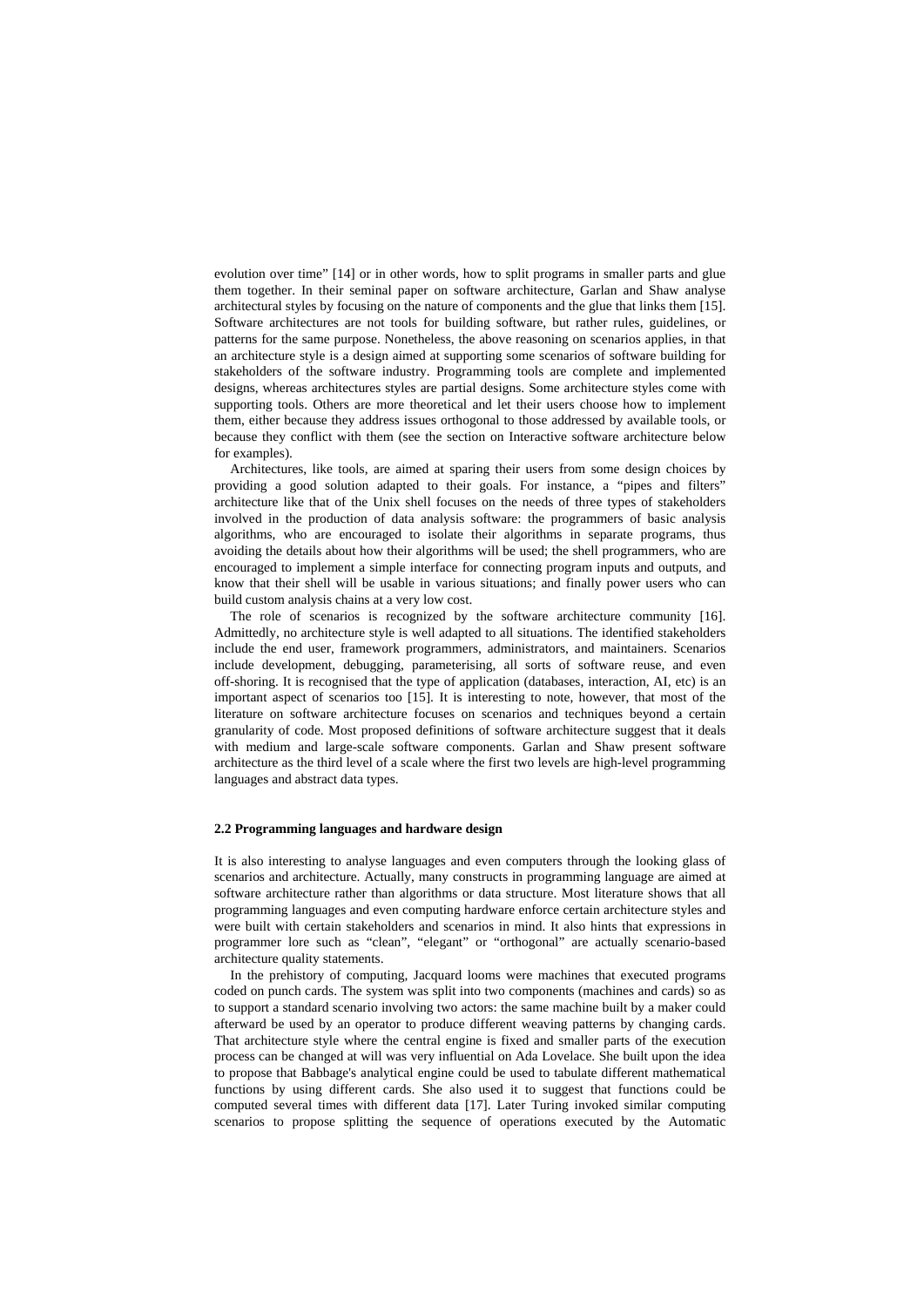evolution over time" [14] or in other words, how to split programs in smaller parts and glue them together. In their seminal paper on software architecture, Garlan and Shaw analyse architectural styles by focusing on the nature of components and the glue that links them [15]. Software architectures are not tools for building software, but rather rules, guidelines, or patterns for the same purpose. Nonetheless, the above reasoning on scenarios applies, in that an architecture style is a design aimed at supporting some scenarios of software building for stakeholders of the software industry. Programming tools are complete and implemented designs, whereas architectures styles are partial designs. Some architecture styles come with supporting tools. Others are more theoretical and let their users choose how to implement them, either because they address issues orthogonal to those addressed by available tools, or because they conflict with them (see the section on Interactive software architecture below for examples).

Architectures, like tools, are aimed at sparing their users from some design choices by providing a good solution adapted to their goals. For instance, a "pipes and filters" architecture like that of the Unix shell focuses on the needs of three types of stakeholders involved in the production of data analysis software: the programmers of basic analysis algorithms, who are encouraged to isolate their algorithms in separate programs, thus avoiding the details about how their algorithms will be used; the shell programmers, who are encouraged to implement a simple interface for connecting program inputs and outputs, and know that their shell will be usable in various situations; and finally power users who can build custom analysis chains at a very low cost.

The role of scenarios is recognized by the software architecture community [16]. Admittedly, no architecture style is well adapted to all situations. The identified stakeholders include the end user, framework programmers, administrators, and maintainers. Scenarios include development, debugging, parameterising, all sorts of software reuse, and even off-shoring. It is recognised that the type of application (databases, interaction, AI, etc) is an important aspect of scenarios too [15]. It is interesting to note, however, that most of the literature on software architecture focuses on scenarios and techniques beyond a certain granularity of code. Most proposed definitions of software architecture suggest that it deals with medium and large-scale software components. Garlan and Shaw present software architecture as the third level of a scale where the first two levels are high-level programming languages and abstract data types.

### 2.2 Programming languages and hardware design

It is also interesting to analyse languages and even computers through the looking glass of scenarios and architecture. Actually, many constructs in programming language are aimed at software architecture rather than algorithms or data structure. Most literature shows that all programming languages and even computing hardware enforce certain architecture styles and were built with certain stakeholders and scenarios in mind. It also hints that expressions in programmer lore such as "clean", "elegant" or "orthogonal" are actually scenario-based architecture quality statements.

In the prehistory of computing, Jacquard looms were machines that executed programs coded on punch cards. The system was split into two components (machines and cards) so as to support a standard scenario involving two actors: the same machine built by a maker could afterward be used by an operator to produce different weaving patterns by changing cards. That architecture style where the central engine is fixed and smaller parts of the execution process can be changed at will was very influential on Ada Lovelace. She built upon the idea to propose that Babbage's analytical engine could be used to tabulate different mathematical functions by using different cards. She also used it to suggest that functions could be computed several times with different data [17]. Later Turing invoked similar computing scenarios to propose splitting the sequence of operations executed by the Automatic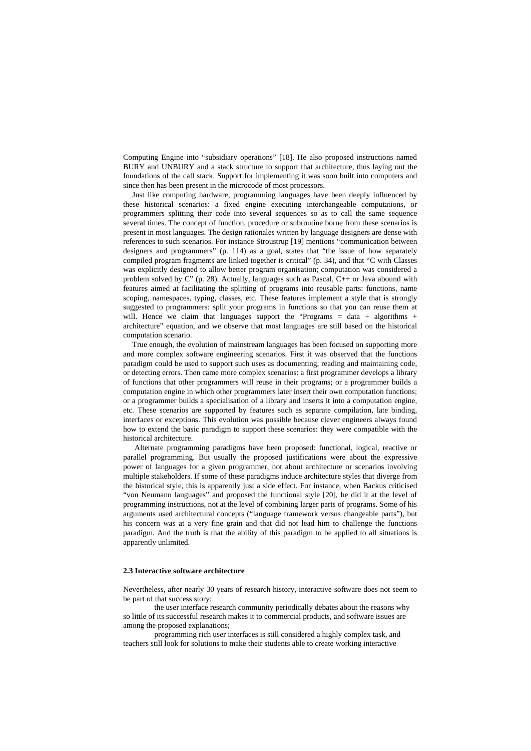Computing Engine into "subsidiary operations" [18]. He also proposed instructions named BURY and UNBURY and a stack structure to support that architecture, thus laying out the foundations of the call stack. Support for implementing it was soon built into computers and since then has been present in the microcode of most processors.

Just like computing hardware, programming languages have been deeply influenced by these historical scenarios: a fixed engine executing interchangeable computations, or programmers splitting their code into several sequences so as to call the same sequence several times. The concept of function, procedure or subroutine borne from these scenarios is present in most languages. The design rationales written by language designers are dense with references to such scenarios. For instance Stroustrup [19] mentions "communication between designers and programmers" (p. 114) as a goal, states that "the issue of how separately compiled program fragments are linked together is critical" (p. 34), and that "C with Classes was explicitly designed to allow better program organisation; computation was considered a problem solved by C" (p. 28). Actually, languages such as Pascal, C++ or Java abound with features aimed at facilitating the splitting of programs into reusable parts: functions, name scoping, namespaces, typing, classes, etc. These features implement a style that is strongly suggested to programmers: split your programs in functions so that you can reuse them at will. Hence we claim that languages support the "Programs = data + algorithms + architecture" equation, and we observe that most languages are still based on the historical computation scenario.

True enough, the evolution of mainstream languages has been focused on supporting more and more complex software engineering scenarios. First it was observed that the functions paradigm could be used to support such uses as documenting, reading and maintaining code, or detecting errors. Then came more complex scenarios: a first programmer develops a library of functions that other programmers will reuse in their programs; or a programmer builds a computation engine in which other programmers later insert their own computation functions; or a programmer builds a specialisation of a library and inserts it into a computation engine, etc. These scenarios are supported by features such as separate compilation, late binding, interfaces or exceptions. This evolution was possible because clever engineers always found how to extend the basic paradigm to support these scenarios: they were compatible with the historical architecture.

Alternate programming paradigms have been proposed: functional, logical, reactive or parallel programming. But usually the proposed justifications were about the expressive power of languages for a given programmer, not about architecture or scenarios involving multiple stakeholders. If some of these paradigms induce architecture styles that diverge from the historical style, this is apparently just a side effect. For instance, when Backus criticised "von Neumann languages" and proposed the functional style [20], he did it at the level of programming instructions, not at the level of combining larger parts of programs. Some of his arguments used architectural concepts ("language framework versus changeable parts"), but his concern was at a very fine grain and that did not lead him to challenge the functions paradigm. And the truth is that the ability of this paradigm to be applied to all situations is apparently unlimited.

### 2.3 Interactive software architecture

Nevertheless, after nearly 30 years of research history, interactive software does not seem to be part of that success story:

- the user interface research community periodically debates about the reasons why so little of its successful research makes it to commercial products, and software issues are among the proposed explanations;
- programming rich user interfaces is still considered a highly complex task, and teachers still look for solutions to make their students able to create working interactive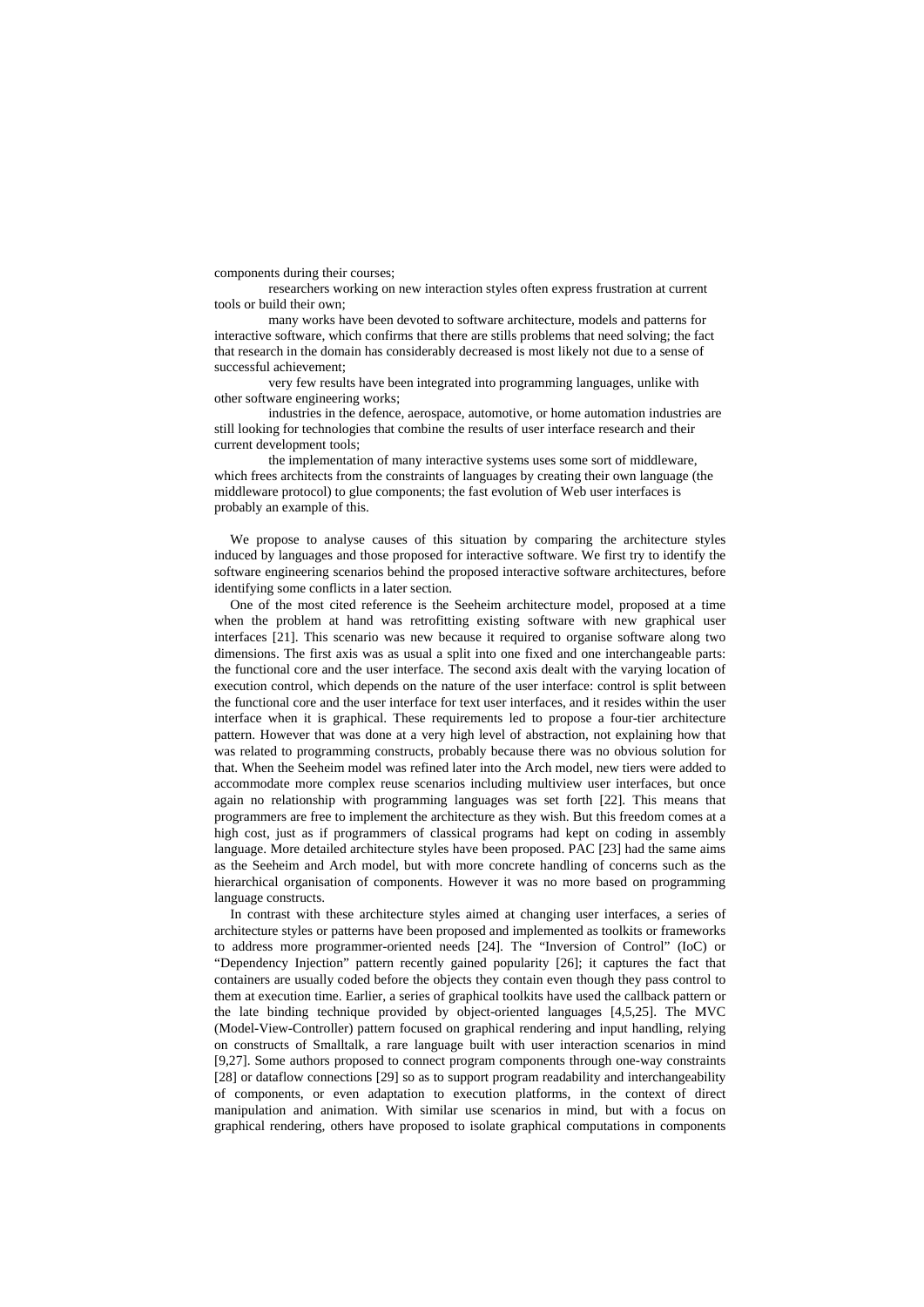components during their courses;

- researchers working on new interaction styles often express frustration at current tools or build their own;
- many works have been devoted to software architecture, models and patterns for interactive software, which confirms that there are stills problems that need solving; the fact that research in the domain has considerably decreased is most likely not due to a sense of successful achievement;
- very few results have been integrated into programming languages, unlike with other software engineering works;
- industries in the defence, aerospace, automotive, or home automation industries are still looking for technologies that combine the results of user interface research and their current development tools;
- the implementation of many interactive systems uses some sort of middleware, which frees architects from the constraints of languages by creating their own language (the middleware protocol) to glue components; the fast evolution of Web user interfaces is probably an example of this.

We propose to analyse causes of this situation by comparing the architecture styles induced by languages and those proposed for interactive software. We first try to identify the software engineering scenarios behind the proposed interactive software architectures, before identifying some conflicts in a later section.

One of the most cited reference is the Seeheim architecture model, proposed at a time when the problem at hand was retrofitting existing software with new graphical user interfaces [21]. This scenario was new because it required to organise software along two dimensions. The first axis was as usual a split into one fixed and one interchangeable parts: the functional core and the user interface. The second axis dealt with the varying location of execution control, which depends on the nature of the user interface: control is split between the functional core and the user interface for text user interfaces, and it resides within the user interface when it is graphical. These requirements led to propose a four-tier architecture pattern. However that was done at a very high level of abstraction, not explaining how that was related to programming constructs, probably because there was no obvious solution for that. When the Seeheim model was refined later into the Arch model, new tiers were added to accommodate more complex reuse scenarios including multiview user interfaces, but once again no relationship with programming languages was set forth [22]. This means that programmers are free to implement the architecture as they wish. But this freedom comes at a high cost, just as if programmers of classical programs had kept on coding in assembly language. More detailed architecture styles have been proposed. PAC [23] had the same aims as the Seeheim and Arch model, but with more concrete handling of concerns such as the hierarchical organisation of components. However it was no more based on programming language constructs.

In contrast with these architecture styles aimed at changing user interfaces, a series of architecture styles or patterns have been proposed and implemented as toolkits or frameworks to address more programmer-oriented needs [24]. The "Inversion of Control" (IoC) or "Dependency Injection" pattern recently gained popularity [26]; it captures the fact that containers are usually coded before the objects they contain even though they pass control to them at execution time. Earlier, a series of graphical toolkits have used the callback pattern or the late binding technique provided by object-oriented languages [4,5,25]. The MVC (Model-View-Controller) pattern focused on graphical rendering and input handling, relying on constructs of Smalltalk, a rare language built with user interaction scenarios in mind [9,27]. Some authors proposed to connect program components through one-way constraints [28] or dataflow connections [29] so as to support program readability and interchangeability of components, or even adaptation to execution platforms, in the context of direct manipulation and animation. With similar use scenarios in mind, but with a focus on graphical rendering, others have proposed to isolate graphical computations in components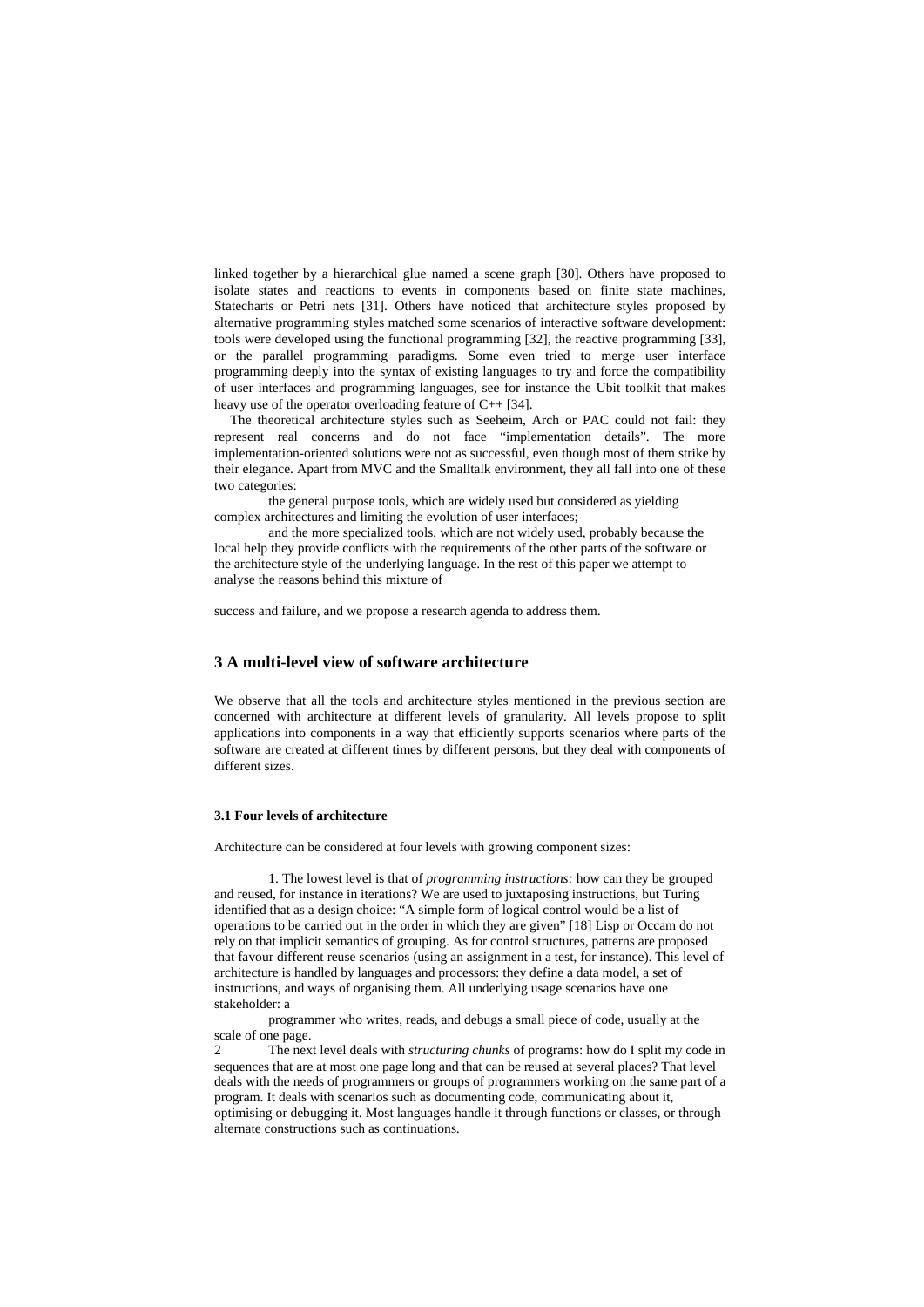linked together by a hierarchical glue named a scene graph [30]. Others have proposed to isolate states and reactions to events in components based on finite state machines, Statecharts or Petri nets [31]. Others have noticed that architecture styles proposed by alternative programming styles matched some scenarios of interactive software development: tools were developed using the functional programming [32], the reactive programming [33], or the parallel programming paradigms. Some even tried to merge user interface programming deeply into the syntax of existing languages to try and force the compatibility of user interfaces and programming languages, see for instance the Ubit toolkit that makes heavy use of the operator overloading feature of C++ [34].

The theoretical architecture styles such as Seeheim, Arch or PAC could not fail: they represent real concerns and do not face "implementation details". The more implementation-oriented solutions were not as successful, even though most of them strike by their elegance. Apart from MVC and the Smalltalk environment, they all fall into one of these two categories:

- the general purpose tools, which are widely used but considered as yielding complex architectures and limiting the evolution of user interfaces;
- and the more specialized tools, which are not widely used, probably because the local help they provide conflicts with the requirements of the other parts of the software or the architecture style of the underlying language. In the rest of this paper we attempt to analyse the reasons behind this mixture of

success and failure, and we propose a research agenda to address them.

## 3 A multi-level view of software architecture

We observe that all the tools and architecture styles mentioned in the previous section are concerned with architecture at different levels of granularity. All levels propose to split applications into components in a way that efficiently supports scenarios where parts of the software are created at different times by different persons, but they deal with components of different sizes.

### 3.1 Four levels of architecture

Architecture can be considered at four levels with growing component sizes:

1. The lowest level is that of *programming instructions:* how can they be grouped and reused, for instance in iterations? We are used to juxtaposing instructions, but Turing identified that as a design choice: "A simple form of logical control would be a list of operations to be carried out in the order in which they are given" [18] Lisp or Occam do not rely on that implicit semantics of grouping. As for control structures, patterns are proposed that favour different reuse scenarios (using an assignment in a test, for instance). This level of architecture is handled by languages and processors: they define a data model, a set of instructions, and ways of organising them. All underlying usage scenarios have one stakeholder: a programmer who writes, reads, and debugs a small piece of code, usually at the scale of one page.

2. The next level deals with *structuring chunks* of programs: how do I split my code in sequences that are at most one page long and that can be reused at several places? That level deals with the needs of programmers or groups of programmers working on the same part of a program. It deals with scenarios such as documenting code, communicating about it, optimising or debugging it. Most languages handle it through functions or classes, or through alternate constructions such as continuations.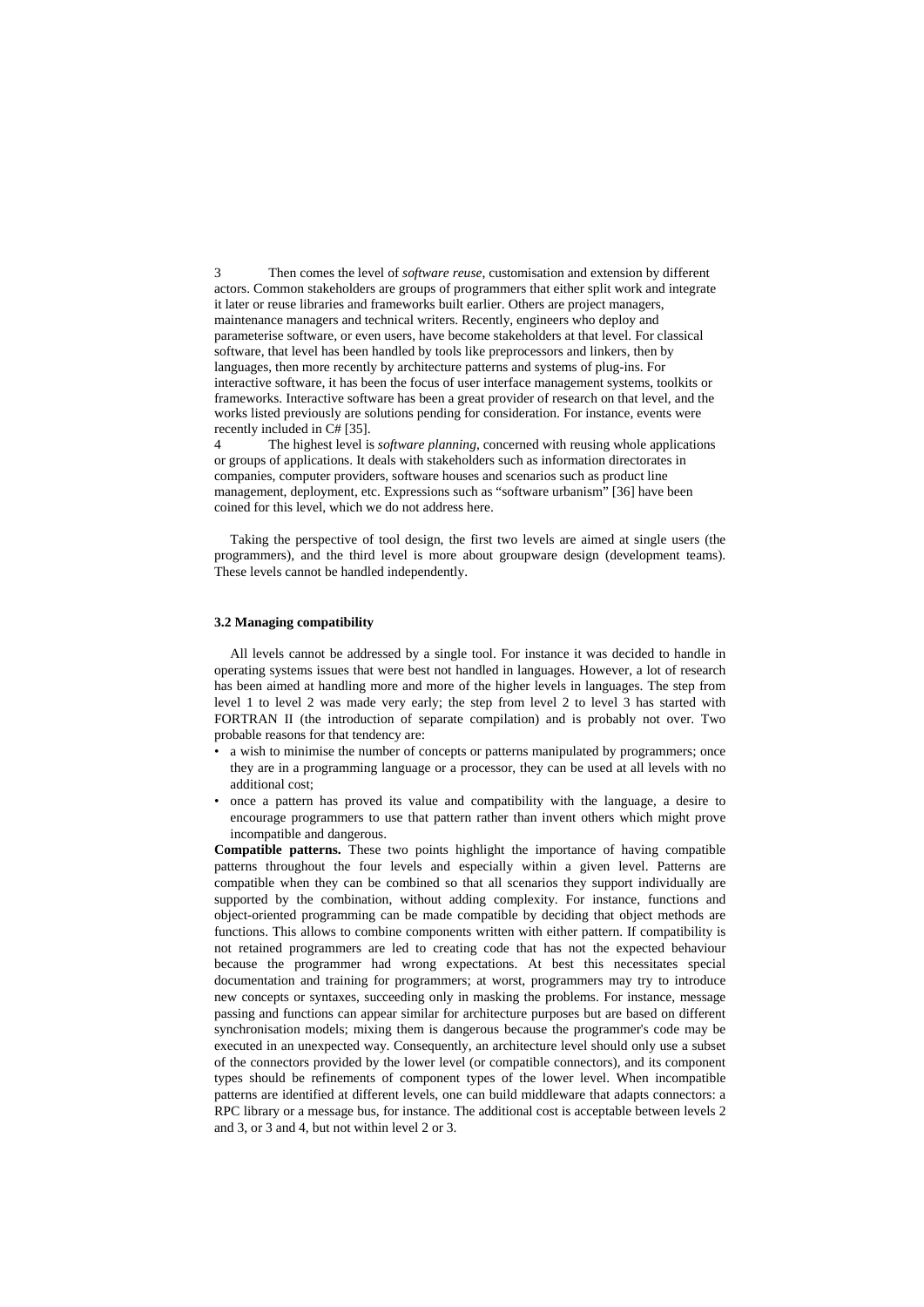3 Then comes the level of *software reuse*, customisation and extension by different actors. Common stakeholders are groups of programmers that either split work and integrate it later or reuse libraries and frameworks built earlier. Others are project managers, maintenance managers and technical writers. Recently, engineers who deploy and parameterise software, or even users, have become stakeholders at that level. For classical software, that level has been handled by tools like preprocessors and linkers, then by languages, then more recently by architecture patterns and systems of plug-ins. For interactive software, it has been the focus of user interface management systems, toolkits or frameworks. Interactive software has been a great provider of research on that level, and the works listed previously are solutions pending for consideration. For instance, events were recently included in C# [35].

4 The highest level is *software planning*, concerned with reusing whole applications or groups of applications. It deals with stakeholders such as information directorates in companies, computer providers, software houses and scenarios such as product line management, deployment, etc. Expressions such as "software urbanism" [36] have been coined for this level, which we do not address here.

Taking the perspective of tool design, the first two levels are aimed at single users (the programmers), and the third level is more about groupware design (development teams). These levels cannot be handled independently.

### 3.2 Managing compatibility

All levels cannot be addressed by a single tool. For instance it was decided to handle in operating systems issues that were best not handled in languages. However, a lot of research has been aimed at handling more and more of the higher levels in languages. The step from level 1 to level 2 was made very early; the step from level 2 to level 3 has started with FORTRAN II (the introduction of separate compilation) and is probably not over. Two probable reasons for that tendency are:

- a wish to minimise the number of concepts or patterns manipulated by programmers; once they are in a programming language or a processor, they can be used at all levels with no additional cost;
- once a pattern has proved its value and compatibility with the language, a desire to encourage programmers to use that pattern rather than invent others which might prove incompatible and dangerous.

**Compatible patterns.** These two points highlight the importance of having compatible patterns throughout the four levels and especially within a given level. Patterns are compatible when they can be combined so that all scenarios they support individually are supported by the combination, without adding complexity. For instance, functions and object-oriented programming can be made compatible by deciding that object methods are functions. This allows to combine components written with either pattern. If compatibility is not retained programmers are led to creating code that has not the expected behaviour because the programmer had wrong expectations. At best this necessitates special documentation and training for programmers; at worst, programmers may try to introduce new concepts or syntaxes, succeeding only in masking the problems. For instance, message passing and functions can appear similar for architecture purposes but are based on different synchronisation models; mixing them is dangerous because the programmer's code may be executed in an unexpected way. Consequently, an architecture level should only use a subset of the connectors provided by the lower level (or compatible connectors), and its component types should be refinements of component types of the lower level. When incompatible patterns are identified at different levels, one can build middleware that adapts connectors: a RPC library or a message bus, for instance. The additional cost is acceptable between levels 2 and 3, or 3 and 4, but not within level 2 or 3.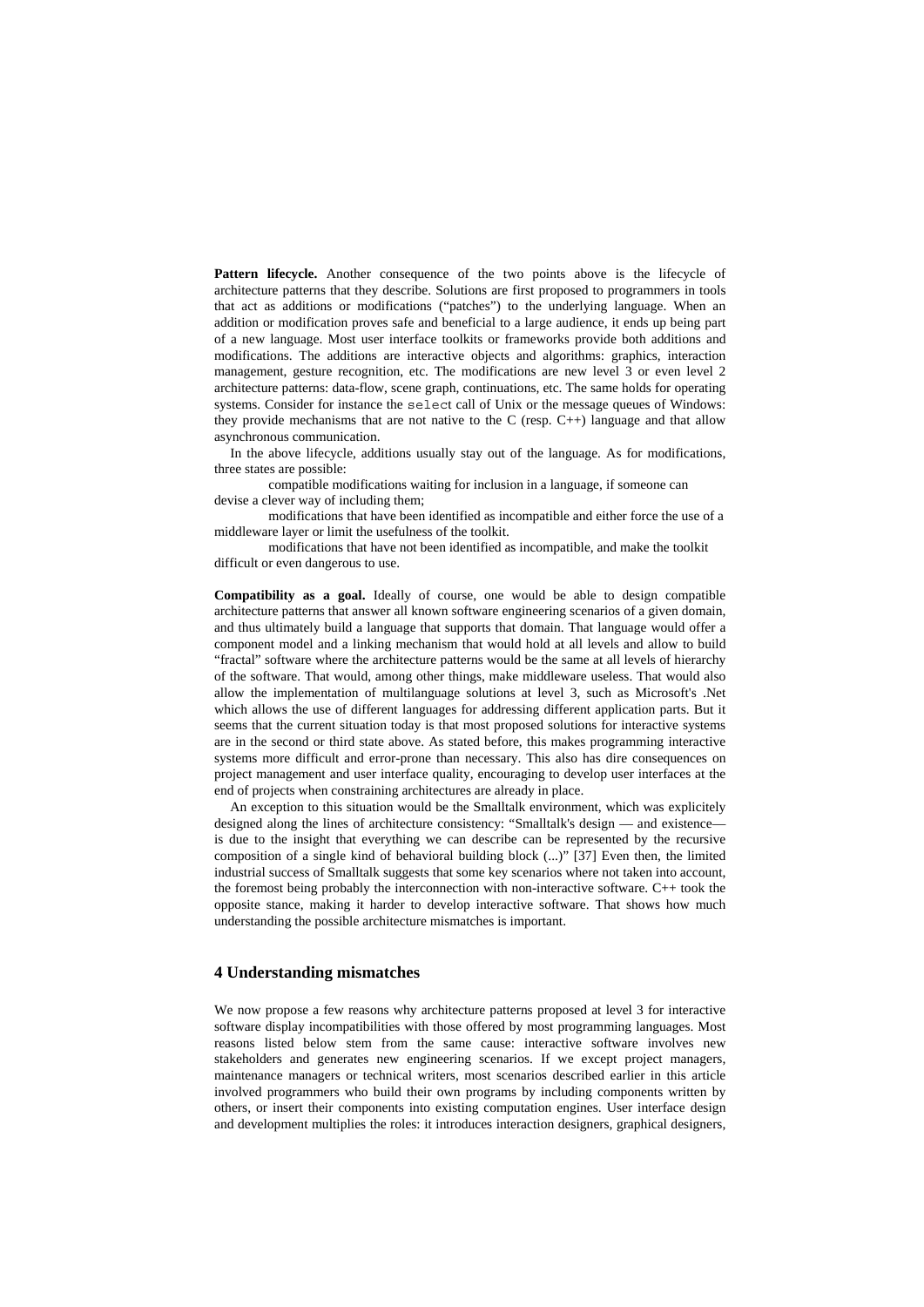**Pattern lifecycle.** Another consequence of the two points above is the lifecycle of architecture patterns that they describe. Solutions are first proposed to programmers in tools that act as additions or modifications ("patches") to the underlying language. When an addition or modification proves safe and beneficial to a large audience, it ends up being part of a new language. Most user interface toolkits or frameworks provide both additions and modifications. The additions are interactive objects and algorithms: graphics, interaction management, gesture recognition, etc. The modifications are new level 3 or even level 2 architecture patterns: data-flow, scene graph, continuations, etc. The same holds for operating systems. Consider for instance the `select` call of Unix or the message queues of Windows: they provide mechanisms that are not native to the C (resp. C++) language and that allow asynchronous communication.

In the above lifecycle, additions usually stay out of the language. As for modifications, three states are possible:

- compatible modifications waiting for inclusion in a language, if someone can devise a clever way of including them;
- modifications that have been identified as incompatible and either force the use of a middleware layer or limit the usefulness of the toolkit.
- modifications that have not been identified as incompatible, and make the toolkit difficult or even dangerous to use.

**Compatibility as a goal.** Ideally of course, one would be able to design compatible architecture patterns that answer all known software engineering scenarios of a given domain, and thus ultimately build a language that supports that domain. That language would offer a component model and a linking mechanism that would hold at all levels and allow to build "fractal" software where the architecture patterns would be the same at all levels of hierarchy of the software. That would, among other things, make middleware useless. That would also allow the implementation of multilanguage solutions at level 3, such as Microsoft's .Net which allows the use of different languages for addressing different application parts. But it seems that the current situation today is that most proposed solutions for interactive systems are in the second or third state above. As stated before, this makes programming interactive systems more difficult and error-prone than necessary. This also has dire consequences on project management and user interface quality, encouraging to develop user interfaces at the end of projects when constraining architectures are already in place.

An exception to this situation would be the Smalltalk environment, which was explicitely designed along the lines of architecture consistency: "Smalltalk's design — and existence— is due to the insight that everything we can describe can be represented by the recursive composition of a single kind of behavioral building block (...)" [37] Even then, the limited industrial success of Smalltalk suggests that some key scenarios where not taken into account, the foremost being probably the interconnection with non-interactive software. C++ took the opposite stance, making it harder to develop interactive software. That shows how much understanding the possible architecture mismatches is important.

## 4 Understanding mismatches

We now propose a few reasons why architecture patterns proposed at level 3 for interactive software display incompatibilities with those offered by most programming languages. Most reasons listed below stem from the same cause: interactive software involves new stakeholders and generates new engineering scenarios. If we except project managers, maintenance managers or technical writers, most scenarios described earlier in this article involved programmers who build their own programs by including components written by others, or insert their components into existing computation engines. User interface design and development multiplies the roles: it introduces interaction designers, graphical designers,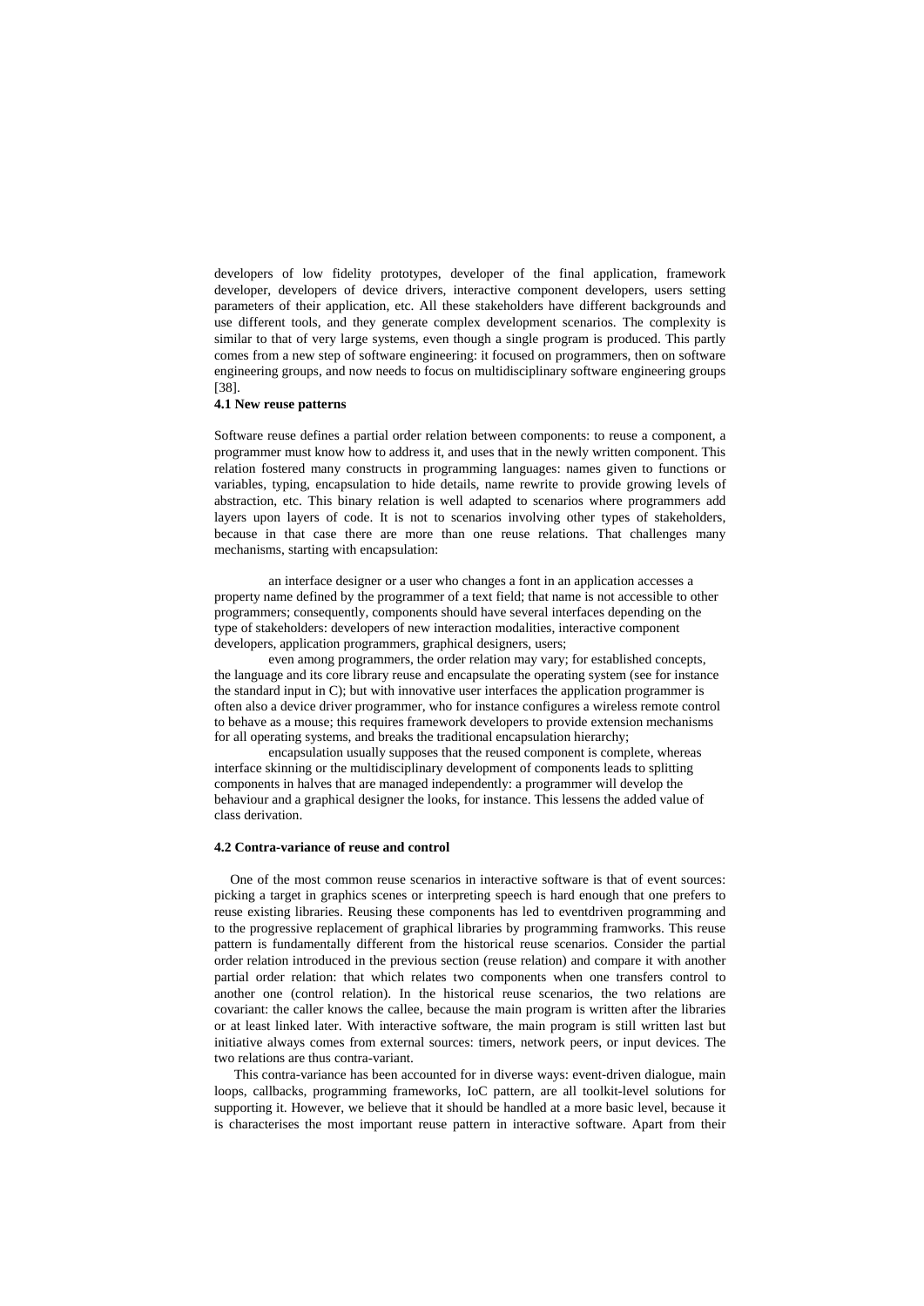developers of low fidelity prototypes, developer of the final application, framework developer, developers of device drivers, interactive component developers, users setting parameters of their application, etc. All these stakeholders have different backgrounds and use different tools, and they generate complex development scenarios. The complexity is similar to that of very large systems, even though a single program is produced. This partly comes from a new step of software engineering: it focused on programmers, then on software engineering groups, and now needs to focus on multidisciplinary software engineering groups [38].

### 4.1 New reuse patterns

Software reuse defines a partial order relation between components: to reuse a component, a programmer must know how to address it, and uses that in the newly written component. This relation fostered many constructs in programming languages: names given to functions or variables, typing, encapsulation to hide details, name rewrite to provide growing levels of abstraction, etc. This binary relation is well adapted to scenarios where programmers add layers upon layers of code. It is not to scenarios involving other types of stakeholders, because in that case there are more than one reuse relations. That challenges many mechanisms, starting with encapsulation:

- an interface designer or a user who changes a font in an application accesses a property name defined by the programmer of a text field; that name is not accessible to other programmers; consequently, components should have several interfaces depending on the type of stakeholders: developers of new interaction modalities, interactive component developers, application programmers, graphical designers, users;
- even among programmers, the order relation may vary; for established concepts, the language and its core library reuse and encapsulate the operating system (see for instance the standard input in C); but with innovative user interfaces the application programmer is often also a device driver programmer, who for instance configures a wireless remote control to behave as a mouse; this requires framework developers to provide extension mechanisms for all operating systems, and breaks the traditional encapsulation hierarchy;
- encapsulation usually supposes that the reused component is complete, whereas interface skinning or the multidisciplinary development of components leads to splitting components in halves that are managed independently: a programmer will develop the behaviour and a graphical designer the looks, for instance. This lessens the added value of class derivation.

### 4.2 Contra-variance of reuse and control

One of the most common reuse scenarios in interactive software is that of event sources: picking a target in graphics scenes or interpreting speech is hard enough that one prefers to reuse existing libraries. Reusing these components has led to eventdriven programming and to the progressive replacement of graphical libraries by programming framworks. This reuse pattern is fundamentally different from the historical reuse scenarios. Consider the partial order relation introduced in the previous section (reuse relation) and compare it with another partial order relation: that which relates two components when one transfers control to another one (control relation). In the historical reuse scenarios, the two relations are covariant: the caller knows the callee, because the main program is written after the libraries or at least linked later. With interactive software, the main program is still written last but initiative always comes from external sources: timers, network peers, or input devices. The two relations are thus contra-variant.

This contra-variance has been accounted for in diverse ways: event-driven dialogue, main loops, callbacks, programming frameworks, IoC pattern, are all toolkit-level solutions for supporting it. However, we believe that it should be handled at a more basic level, because it is characterises the most important reuse pattern in interactive software. Apart from their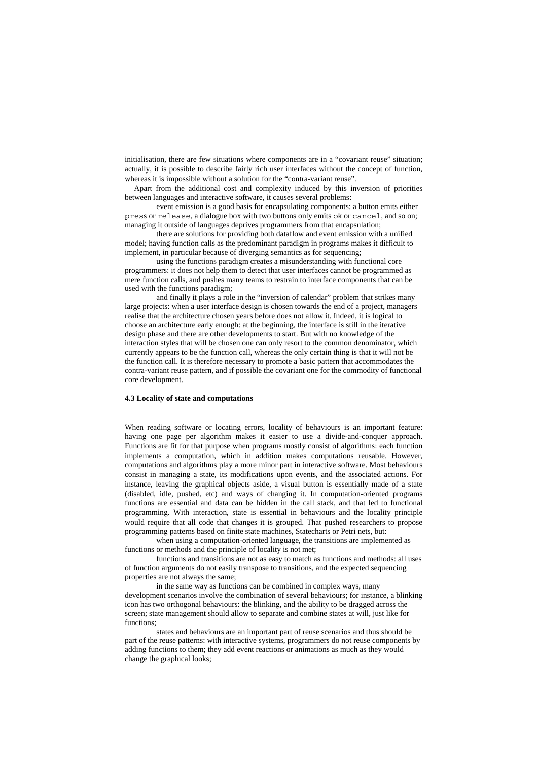initialisation, there are few situations where components are in a "covariant reuse" situation; actually, it is possible to describe fairly rich user interfaces without the concept of function, whereas it is impossible without a solution for the "contra-variant reuse".

Apart from the additional cost and complexity induced by this inversion of priorities between languages and interactive software, it causes several problems:

- event emission is a good basis for encapsulating components: a button emits either `press` or `release`, a dialogue box with two buttons only emits `ok` or `cancel`, and so on; managing it outside of languages deprives programmers from that encapsulation;
- there are solutions for providing both dataflow and event emission with a unified model; having function calls as the predominant paradigm in programs makes it difficult to implement, in particular because of diverging semantics as for sequencing;
- using the functions paradigm creates a misunderstanding with functional core programmers: it does not help them to detect that user interfaces cannot be programmed as mere function calls, and pushes many teams to restrain to interface components that can be used with the functions paradigm;
- and finally it plays a role in the "inversion of calendar" problem that strikes many large projects: when a user interface design is chosen towards the end of a project, managers realise that the architecture chosen years before does not allow it. Indeed, it is logical to choose an architecture early enough: at the beginning, the interface is still in the iterative design phase and there are other developments to start. But with no knowledge of the interaction styles that will be chosen one can only resort to the common denominator, which currently appears to be the function call, whereas the only certain thing is that it will not be the function call. It is therefore necessary to promote a basic pattern that accommodates the contra-variant reuse pattern, and if possible the covariant one for the commodity of functional core development.

### 4.3 Locality of state and computations

When reading software or locating errors, locality of behaviours is an important feature: having one page per algorithm makes it easier to use a divide-and-conquer approach. Functions are fit for that purpose when programs mostly consist of algorithms: each function implements a computation, which in addition makes computations reusable. However, computations and algorithms play a more minor part in interactive software. Most behaviours consist in managing a state, its modifications upon events, and the associated actions. For instance, leaving the graphical objects aside, a visual button is essentially made of a state (disabled, idle, pushed, etc) and ways of changing it. In computation-oriented programs functions are essential and data can be hidden in the call stack, and that led to functional programming. With interaction, state is essential in behaviours and the locality principle would require that all code that changes it is grouped. That pushed researchers to propose programming patterns based on finite state machines, Statecharts or Petri nets, but:

- when using a computation-oriented language, the transitions are implemented as functions or methods and the principle of locality is not met;
- functions and transitions are not as easy to match as functions and methods: all uses of function arguments do not easily transpose to transitions, and the expected sequencing properties are not always the same;
- in the same way as functions can be combined in complex ways, many development scenarios involve the combination of several behaviours; for instance, a blinking icon has two orthogonal behaviours: the blinking, and the ability to be dragged across the screen; state management should allow to separate and combine states at will, just like for functions;
- states and behaviours are an important part of reuse scenarios and thus should be part of the reuse patterns: with interactive systems, programmers do not reuse components by adding functions to them; they add event reactions or animations as much as they would change the graphical looks;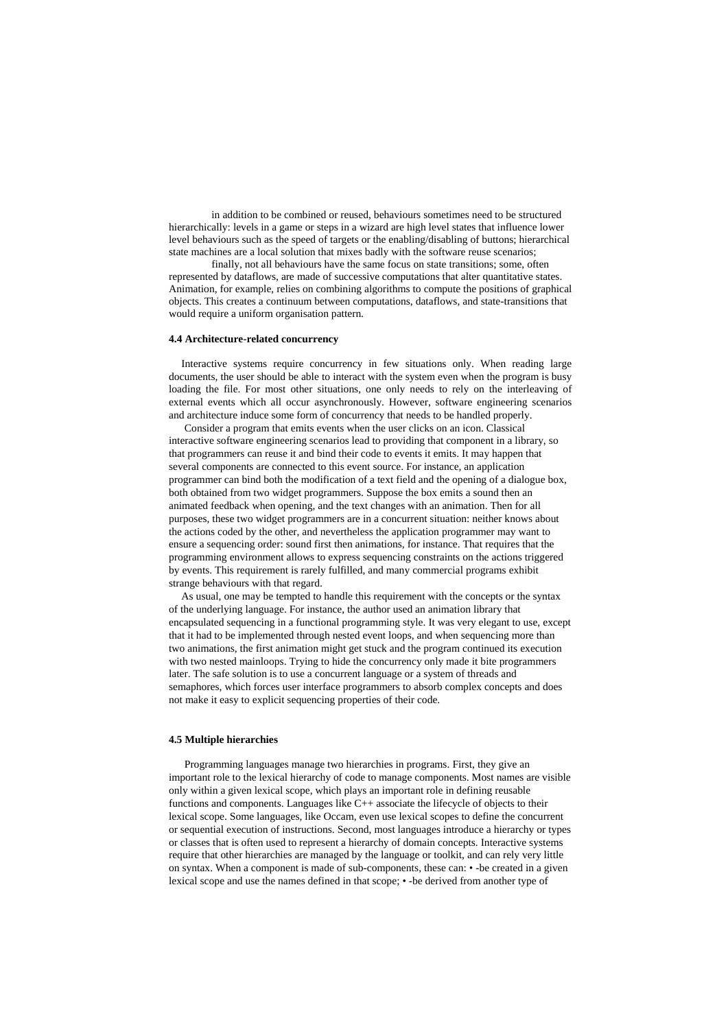in addition to be combined or reused, behaviours sometimes need to be structured hierarchically: levels in a game or steps in a wizard are high level states that influence lower level behaviours such as the speed of targets or the enabling/disabling of buttons; hierarchical state machines are a local solution that mixes badly with the software reuse scenarios;

finally, not all behaviours have the same focus on state transitions; some, often represented by dataflows, are made of successive computations that alter quantitative states. Animation, for example, relies on combining algorithms to compute the positions of graphical objects. This creates a continuum between computations, dataflows, and state-transitions that would require a uniform organisation pattern.

#### 4.4 Architecture-related concurrency

Interactive systems require concurrency in few situations only. When reading large documents, the user should be able to interact with the system even when the program is busy loading the file. For most other situations, one only needs to rely on the interleaving of external events which all occur asynchronously. However, software engineering scenarios and architecture induce some form of concurrency that needs to be handled properly.

Consider a program that emits events when the user clicks on an icon. Classical interactive software engineering scenarios lead to providing that component in a library, so that programmers can reuse it and bind their code to events it emits. It may happen that several components are connected to this event source. For instance, an application programmer can bind both the modification of a text field and the opening of a dialogue box, both obtained from two widget programmers. Suppose the box emits a sound then an animated feedback when opening, and the text changes with an animation. Then for all purposes, these two widget programmers are in a concurrent situation: neither knows about the actions coded by the other, and nevertheless the application programmer may want to ensure a sequencing order: sound first then animations, for instance. That requires that the programming environment allows to express sequencing constraints on the actions triggered by events. This requirement is rarely fulfilled, and many commercial programs exhibit strange behaviours with that regard.

As usual, one may be tempted to handle this requirement with the concepts or the syntax of the underlying language. For instance, the author used an animation library that encapsulated sequencing in a functional programming style. It was very elegant to use, except that it had to be implemented through nested event loops, and when sequencing more than two animations, the first animation might get stuck and the program continued its execution with two nested mainloops. Trying to hide the concurrency only made it bite programmers later. The safe solution is to use a concurrent language or a system of threads and semaphores, which forces user interface programmers to absorb complex concepts and does not make it easy to explicit sequencing properties of their code.

#### 4.5 Multiple hierarchies

Programming languages manage two hierarchies in programs. First, they give an important role to the lexical hierarchy of code to manage components. Most names are visible only within a given lexical scope, which plays an important role in defining reusable functions and components. Languages like C++ associate the lifecycle of objects to their lexical scope. Some languages, like Occam, even use lexical scopes to define the concurrent or sequential execution of instructions. Second, most languages introduce a hierarchy or types or classes that is often used to represent a hierarchy of domain concepts. Interactive systems require that other hierarchies are managed by the language or toolkit, and can rely very little on syntax. When a component is made of sub-components, these can: • -be created in a given lexical scope and use the names defined in that scope; • -be derived from another type of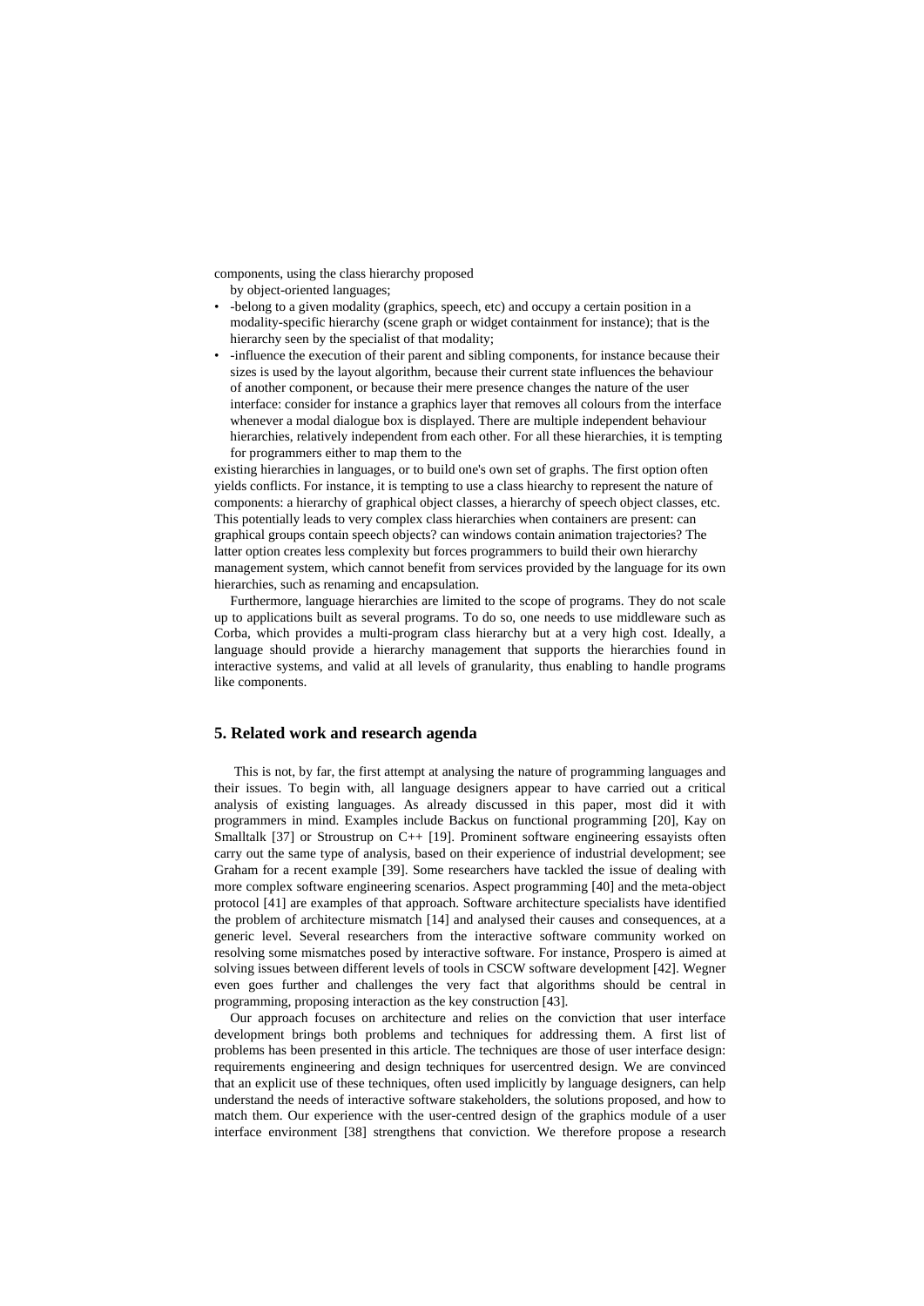components, using the class hierarchy proposed by object-oriented languages;

- -belong to a given modality (graphics, speech, etc) and occupy a certain position in a modality-specific hierarchy (scene graph or widget containment for instance); that is the hierarchy seen by the specialist of that modality;
- -influence the execution of their parent and sibling components, for instance because their sizes is used by the layout algorithm, because their current state influences the behaviour of another component, or because their mere presence changes the nature of the user interface: consider for instance a graphics layer that removes all colours from the interface whenever a modal dialogue box is displayed. There are multiple independent behaviour hierarchies, relatively independent from each other. For all these hierarchies, it is tempting for programmers either to map them to the

existing hierarchies in languages, or to build one's own set of graphs. The first option often yields conflicts. For instance, it is tempting to use a class hiearchy to represent the nature of components: a hierarchy of graphical object classes, a hierarchy of speech object classes, etc. This potentially leads to very complex class hierarchies when containers are present: can graphical groups contain speech objects? can windows contain animation trajectories? The latter option creates less complexity but forces programmers to build their own hierarchy management system, which cannot benefit from services provided by the language for its own hierarchies, such as renaming and encapsulation.

Furthermore, language hierarchies are limited to the scope of programs. They do not scale up to applications built as several programs. To do so, one needs to use middleware such as Corba, which provides a multi-program class hierarchy but at a very high cost. Ideally, a language should provide a hierarchy management that supports the hierarchies found in interactive systems, and valid at all levels of granularity, thus enabling to handle programs like components.

## 5. Related work and research agenda

This is not, by far, the first attempt at analysing the nature of programming languages and their issues. To begin with, all language designers appear to have carried out a critical analysis of existing languages. As already discussed in this paper, most did it with programmers in mind. Examples include Backus on functional programming [20], Kay on Smalltalk [37] or Stroustrup on C++ [19]. Prominent software engineering essayists often carry out the same type of analysis, based on their experience of industrial development; see Graham for a recent example [39]. Some researchers have tackled the issue of dealing with more complex software engineering scenarios. Aspect programming [40] and the meta-object protocol [41] are examples of that approach. Software architecture specialists have identified the problem of architecture mismatch [14] and analysed their causes and consequences, at a generic level. Several researchers from the interactive software community worked on resolving some mismatches posed by interactive software. For instance, Prospero is aimed at solving issues between different levels of tools in CSCW software development [42]. Wegner even goes further and challenges the very fact that algorithms should be central in programming, proposing interaction as the key construction [43].

Our approach focuses on architecture and relies on the conviction that user interface development brings both problems and techniques for addressing them. A first list of problems has been presented in this article. The techniques are those of user interface design: requirements engineering and design techniques for usercentred design. We are convinced that an explicit use of these techniques, often used implicitly by language designers, can help understand the needs of interactive software stakeholders, the solutions proposed, and how to match them. Our experience with the user-centred design of the graphics module of a user interface environment [38] strengthens that conviction. We therefore propose a research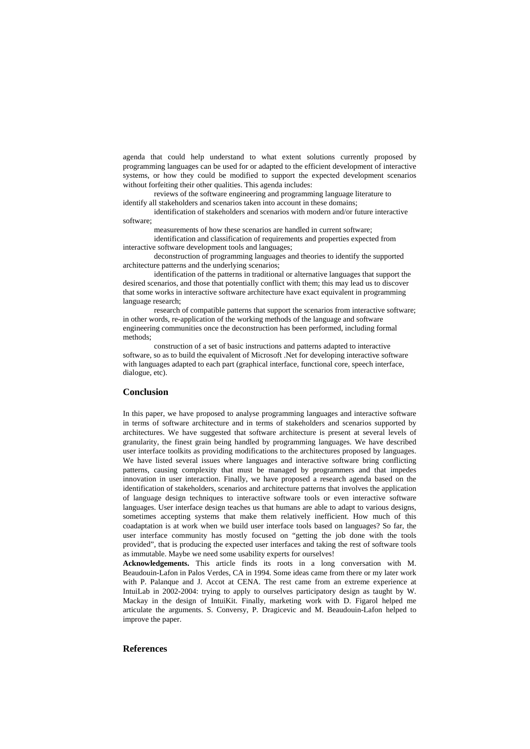agenda that could help understand to what extent solutions currently proposed by programming languages can be used for or adapted to the efficient development of interactive systems, or how they could be modified to support the expected development scenarios without forfeiting their other qualities. This agenda includes:

- reviews of the software engineering and programming language literature to identify all stakeholders and scenarios taken into account in these domains;
- identification of stakeholders and scenarios with modern and/or future interactive software;
- measurements of how these scenarios are handled in current software;
- identification and classification of requirements and properties expected from interactive software development tools and languages;
- deconstruction of programming languages and theories to identify the supported architecture patterns and the underlying scenarios;
- identification of the patterns in traditional or alternative languages that support the desired scenarios, and those that potentially conflict with them; this may lead us to discover that some works in interactive software architecture have exact equivalent in programming language research;
- research of compatible patterns that support the scenarios from interactive software; in other words, re-application of the working methods of the language and software engineering communities once the deconstruction has been performed, including formal methods;
- construction of a set of basic instructions and patterns adapted to interactive software, so as to build the equivalent of Microsoft .Net for developing interactive software with languages adapted to each part (graphical interface, functional core, speech interface, dialogue, etc).

## Conclusion

In this paper, we have proposed to analyse programming languages and interactive software in terms of software architecture and in terms of stakeholders and scenarios supported by architectures. We have suggested that software architecture is present at several levels of granularity, the finest grain being handled by programming languages. We have described user interface toolkits as providing modifications to the architectures proposed by languages. We have listed several issues where languages and interactive software bring conflicting patterns, causing complexity that must be managed by programmers and that impedes innovation in user interaction. Finally, we have proposed a research agenda based on the identification of stakeholders, scenarios and architecture patterns that involves the application of language design techniques to interactive software tools or even interactive software languages. User interface design teaches us that humans are able to adapt to various designs, sometimes accepting systems that make them relatively inefficient. How much of this coadaptation is at work when we build user interface tools based on languages? So far, the user interface community has mostly focused on "getting the job done with the tools provided", that is producing the expected user interfaces and taking the rest of software tools as immutable. Maybe we need some usability experts for ourselves!

**Acknowledgements.** This article finds its roots in a long conversation with M. Beaudouin-Lafon in Palos Verdes, CA in 1994. Some ideas came from there or my later work with P. Palanque and J. Accot at CENA. The rest came from an extreme experience at IntuiLab in 2002-2004: trying to apply to ourselves participatory design as taught by W. Mackay in the design of IntuiKit. Finally, marketing work with D. Figarol helped me articulate the arguments. S. Conversy, P. Dragicevic and M. Beaudouin-Lafon helped to improve the paper.

## References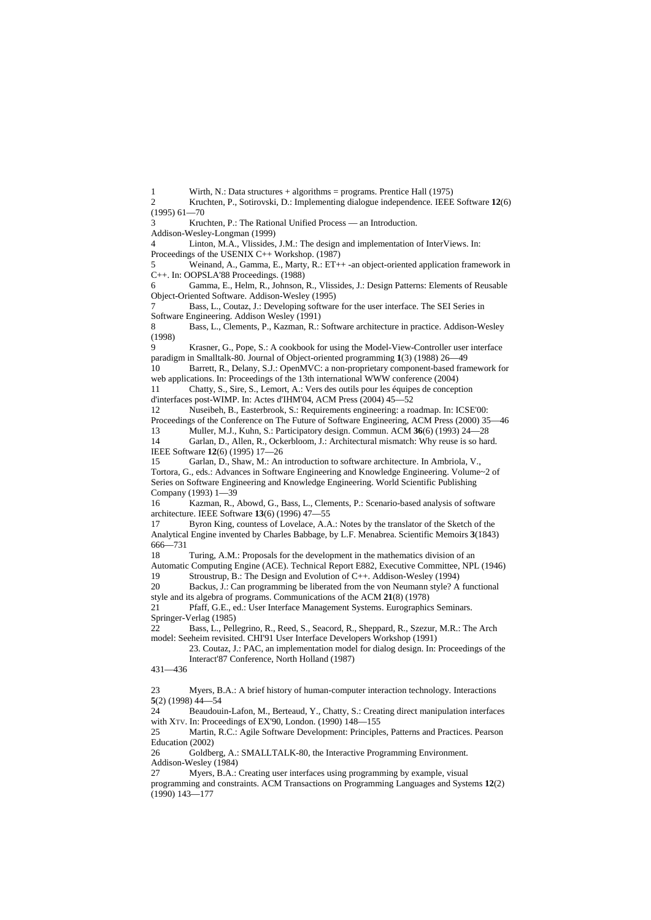1 Wirth, N.: Data structures + algorithms = programs. Prentice Hall (1975)

2 Kruchten, P., Sotirovski, D.: Implementing dialogue independence. IEEE Software **12**(6) (1995) 61—70

3 Kruchten, P.: The Rational Unified Process — an Introduction. Addison-Wesley-Longman (1999)

4 Linton, M.A., Vlissides, J.M.: The design and implementation of InterViews. In: Proceedings of the USENIX C++ Workshop. (1987)

5 Weinand, A., Gamma, E., Marty, R.: ET++ -an object-oriented application framework in C++. In: OOPSLA'88 Proceedings. (1988)

6 Gamma, E., Helm, R., Johnson, R., Vlissides, J.: Design Patterns: Elements of Reusable Object-Oriented Software. Addison-Wesley (1995)

7 Bass, L., Coutaz, J.: Developing software for the user interface. The SEI Series in Software Engineering. Addison Wesley (1991)

8 Bass, L., Clements, P., Kazman, R.: Software architecture in practice. Addison-Wesley (1998)

9 Krasner, G., Pope, S.: A cookbook for using the Model-View-Controller user interface paradigm in Smalltalk-80. Journal of Object-oriented programming **1**(3) (1988) 26—49

10 Barrett, R., Delany, S.J.: OpenMVC: a non-proprietary component-based framework for web applications. In: Proceedings of the 13th international WWW conference (2004)

11 Chatty, S., Sire, S., Lemort, A.: Vers des outils pour les équipes de conception d'interfaces post-WIMP. In: Actes d'IHM'04, ACM Press (2004) 45—52

12 Nuseibeh, B., Easterbrook, S.: Requirements engineering: a roadmap. In: ICSE'00: Proceedings of the Conference on The Future of Software Engineering, ACM Press (2000) 35—46

13 Muller, M.J., Kuhn, S.: Participatory design. Commun. ACM **36**(6) (1993) 24—28

14 Garlan, D., Allen, R., Ockerbloom, J.: Architectural mismatch: Why reuse is so hard. IEEE Software **12**(6) (1995) 17—26

15 Garlan, D., Shaw, M.: An introduction to software architecture. In Ambriola, V., Tortora, G., eds.: Advances in Software Engineering and Knowledge Engineering. Volume~2 of Series on Software Engineering and Knowledge Engineering. World Scientific Publishing Company (1993) 1—39

16 Kazman, R., Abowd, G., Bass, L., Clements, P.: Scenario-based analysis of software architecture. IEEE Software **13**(6) (1996) 47—55

17 Byron King, countess of Lovelace, A.A.: Notes by the translator of the Sketch of the Analytical Engine invented by Charles Babbage, by L.F. Menabrea. Scientific Memoirs **3**(1843) 666—731

18 Turing, A.M.: Proposals for the development in the mathematics division of an Automatic Computing Engine (ACE). Technical Report E882, Executive Committee, NPL (1946)

19 Stroustrup, B.: The Design and Evolution of C++. Addison-Wesley (1994)

20 Backus, J.: Can programming be liberated from the von Neumann style? A functional style and its algebra of programs. Communications of the ACM **21**(8) (1978)

21 Pfaff, G.E., ed.: User Interface Management Systems. Eurographics Seminars. Springer-Verlag (1985)

22 Bass, L., Pellegrino, R., Reed, S., Seacord, R., Sheppard, R., Szezur, M.R.: The Arch model: Seeheim revisited. CHI'91 User Interface Developers Workshop (1991)

23. Coutaz, J.: PAC, an implementation model for dialog design. In: Proceedings of the Interact'87 Conference, North Holland (1987) 431—436

23 Myers, B.A.: A brief history of human-computer interaction technology. Interactions **5**(2) (1998) 44—54

24 Beaudouin-Lafon, M., Berteaud, Y., Chatty, S.: Creating direct manipulation interfaces with XTV. In: Proceedings of EX'90, London. (1990) 148—155

25 Martin, R.C.: Agile Software Development: Principles, Patterns and Practices. Pearson Education (2002)

26 Goldberg, A.: SMALLTALK-80, the Interactive Programming Environment. Addison-Wesley (1984)

27 Myers, B.A.: Creating user interfaces using programming by example, visual programming and constraints. ACM Transactions on Programming Languages and Systems **12**(2) (1990) 143—177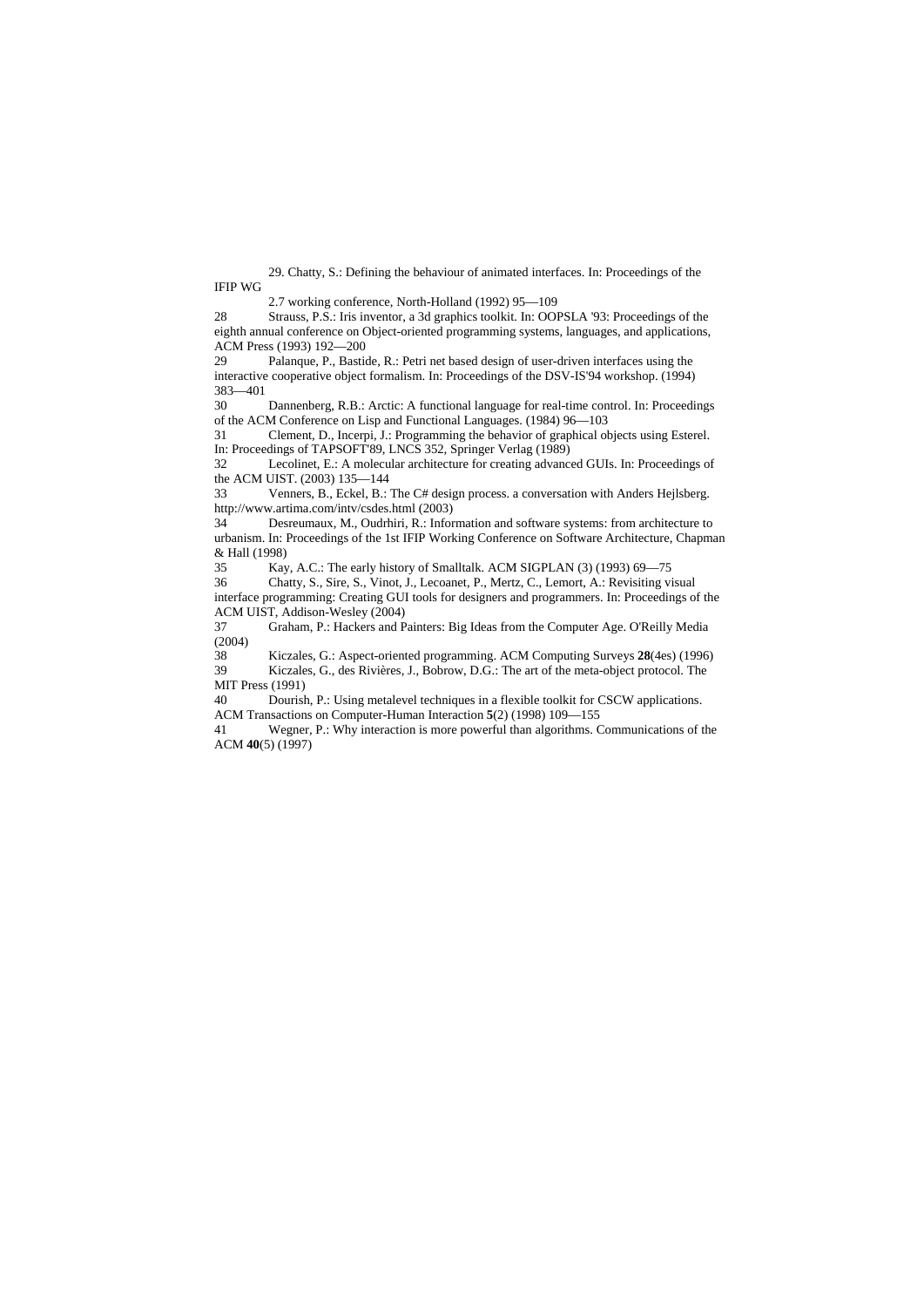29. Chatty, S.: Defining the behaviour of animated interfaces. In: Proceedings of the IFIP WG 2.7 working conference, North-Holland (1992) 95—109

28 Strauss, P.S.: Iris inventor, a 3d graphics toolkit. In: OOPSLA '93: Proceedings of the eighth annual conference on Object-oriented programming systems, languages, and applications, ACM Press (1993) 192—200

29 Palanque, P., Bastide, R.: Petri net based design of user-driven interfaces using the interactive cooperative object formalism. In: Proceedings of the DSV-IS'94 workshop. (1994) 383—401

30 Dannenberg, R.B.: Arctic: A functional language for real-time control. In: Proceedings of the ACM Conference on Lisp and Functional Languages. (1984) 96—103

31 Clement, D., Incerpi, J.: Programming the behavior of graphical objects using Esterel. In: Proceedings of TAPSOFT'89, LNCS 352, Springer Verlag (1989)

32 Lecolinet, E.: A molecular architecture for creating advanced GUIs. In: Proceedings of the ACM UIST. (2003) 135—144

33 Venners, B., Eckel, B.: The C# design process. a conversation with Anders Hejlsberg. http://www.artima.com/intv/csdes.html (2003)

34 Desreumaux, M., Oudrhiri, R.: Information and software systems: from architecture to urbanism. In: Proceedings of the 1st IFIP Working Conference on Software Architecture, Chapman & Hall (1998)

35 Kay, A.C.: The early history of Smalltalk. ACM SIGPLAN (3) (1993) 69—75

36 Chatty, S., Sire, S., Vinot, J., Lecoanet, P., Mertz, C., Lemort, A.: Revisiting visual interface programming: Creating GUI tools for designers and programmers. In: Proceedings of the ACM UIST, Addison-Wesley (2004)

37 Graham, P.: Hackers and Painters: Big Ideas from the Computer Age. O'Reilly Media (2004)

38 Kiczales, G.: Aspect-oriented programming. ACM Computing Surveys **28**(4es) (1996)

39 Kiczales, G., des Rivières, J., Bobrow, D.G.: The art of the meta-object protocol. The MIT Press (1991)

40 Dourish, P.: Using metalevel techniques in a flexible toolkit for CSCW applications. ACM Transactions on Computer-Human Interaction **5**(2) (1998) 109—155

41 Wegner, P.: Why interaction is more powerful than algorithms. Communications of the ACM **40**(5) (1997)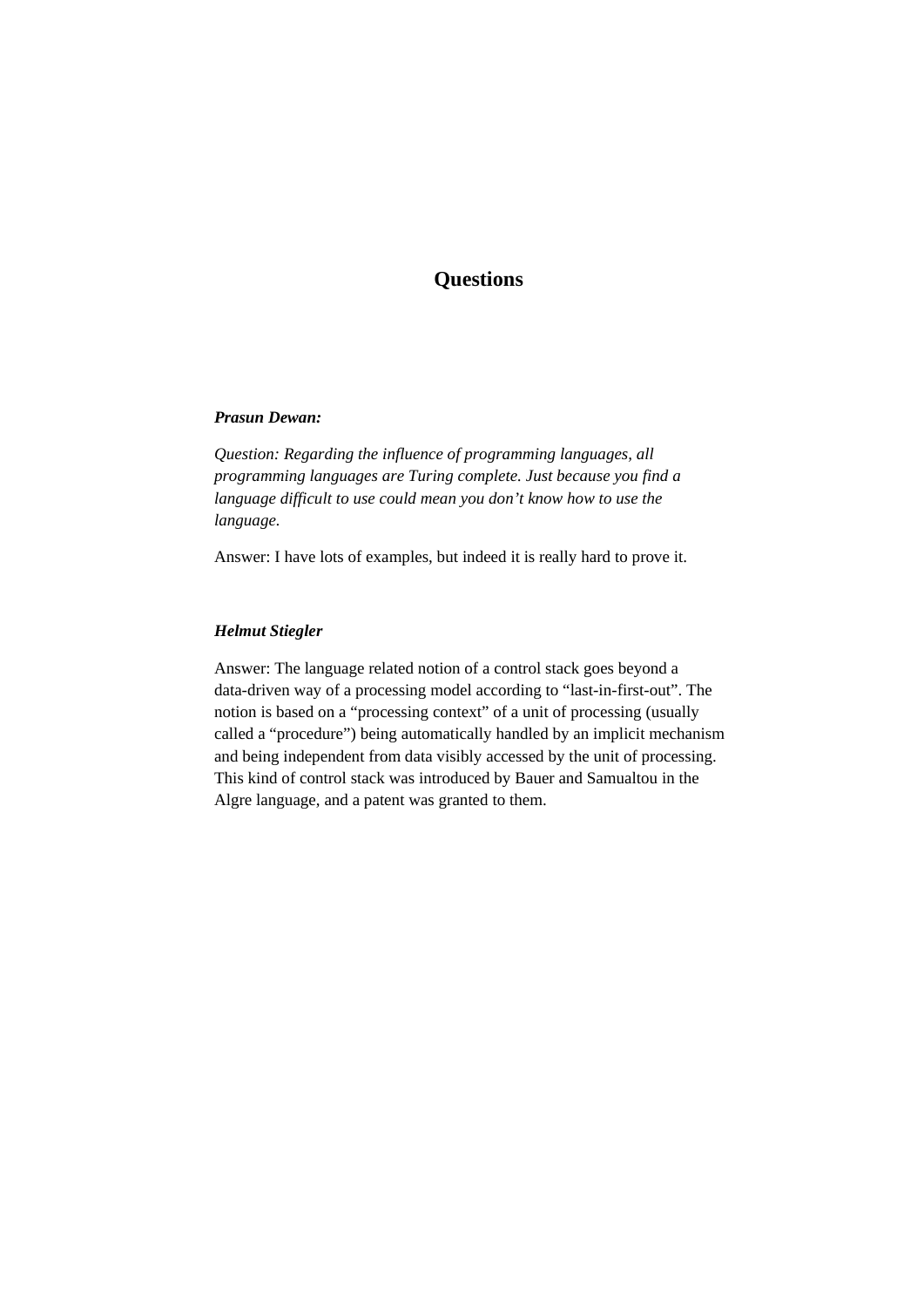## Questions

***Prasun Dewan:***

*Question: Regarding the influence of programming languages, all programming languages are Turing complete. Just because you find a language difficult to use could mean you don't know how to use the language.*

Answer: I have lots of examples, but indeed it is really hard to prove it.

***Helmut Stiegler***

Answer: The language related notion of a control stack goes beyond a data-driven way of a processing model according to "last-in-first-out". The notion is based on a "processing context" of a unit of processing (usually called a "procedure") being automatically handled by an implicit mechanism and being independent from data visibly accessed by the unit of processing. This kind of control stack was introduced by Bauer and Samualtou in the Algre language, and a patent was granted to them.